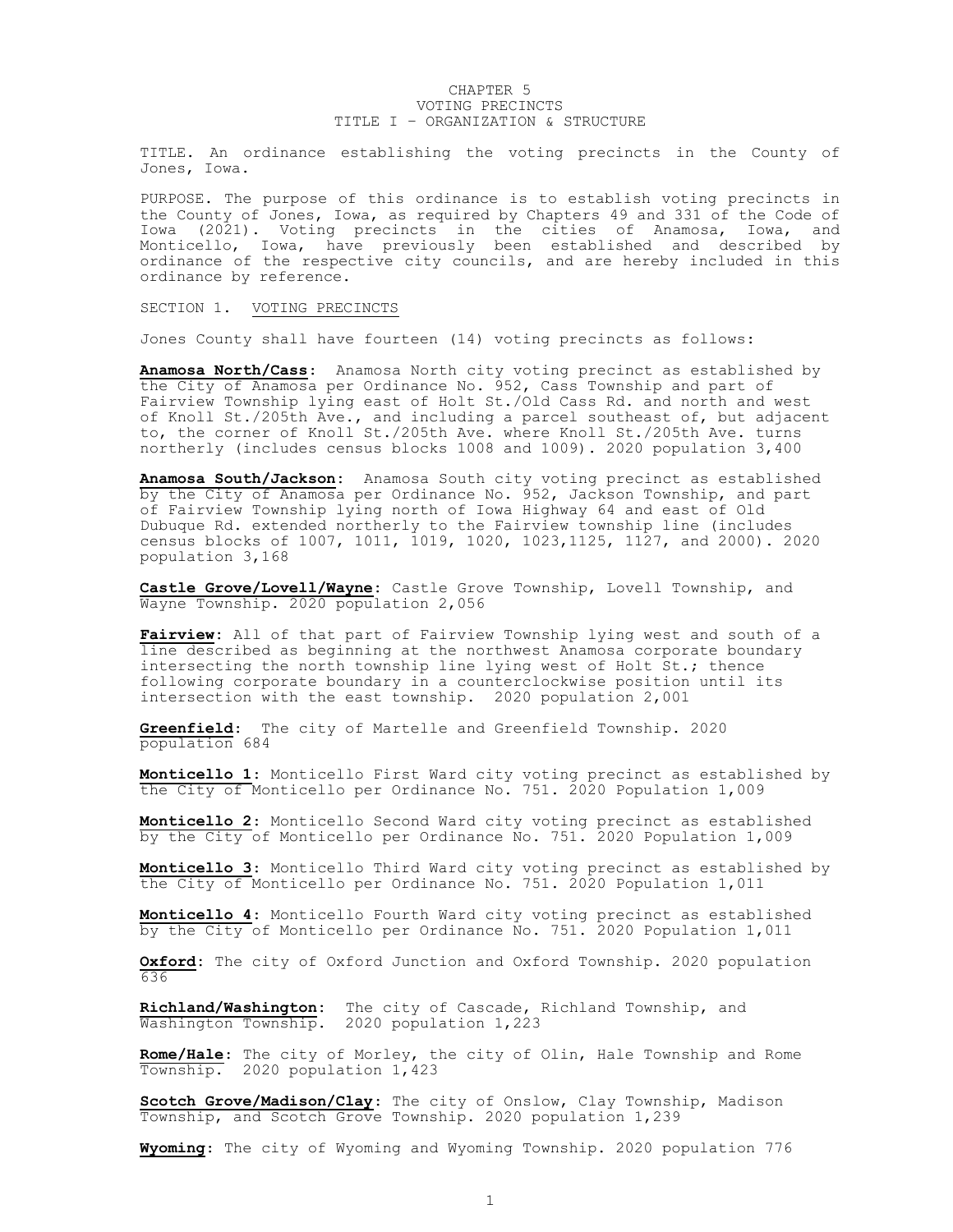# CHAPTER 5
## VOTING PRECINCTS
### TITLE I – ORGANIZATION & STRUCTURE

TITLE. An ordinance establishing the voting precincts in the County of Jones, Iowa.

PURPOSE. The purpose of this ordinance is to establish voting precincts in the County of Jones, Iowa, as required by Chapters 49 and 331 of the Code of Iowa (2021). Voting precincts in the cities of Anamosa, Iowa, and Monticello, Iowa, have previously been established and described by ordinance of the respective city councils, and are hereby included in this ordinance by reference.

SECTION 1. VOTING PRECINCTS

Jones County shall have fourteen (14) voting precincts as follows:

**Anamosa North/Cass**: Anamosa North city voting precinct as established by the City of Anamosa per Ordinance No. 952, Cass Township and part of Fairview Township lying east of Holt St./Old Cass Rd. and north and west of Knoll St./205th Ave., and including a parcel southeast of, but adjacent to, the corner of Knoll St./205th Ave. where Knoll St./205th Ave. turns northerly (includes census blocks 1008 and 1009). 2020 population 3,400

**Anamosa South/Jackson**: Anamosa South city voting precinct as established by the City of Anamosa per Ordinance No. 952, Jackson Township, and part of Fairview Township lying north of Iowa Highway 64 and east of Old Dubuque Rd. extended northerly to the Fairview township line (includes census blocks of 1007, 1011, 1019, 1020, 1023,1125, 1127, and 2000). 2020 population 3,168

**Castle Grove/Lovell/Wayne**: Castle Grove Township, Lovell Township, and Wayne Township. 2020 population 2,056

**Fairview**: All of that part of Fairview Township lying west and south of a line described as beginning at the northwest Anamosa corporate boundary intersecting the north township line lying west of Holt St.; thence following corporate boundary in a counterclockwise position until its intersection with the east township. 2020 population 2,001

**Greenfield**: The city of Martelle and Greenfield Township. 2020 population 684

**Monticello 1**: Monticello First Ward city voting precinct as established by the City of Monticello per Ordinance No. 751. 2020 Population 1,009

**Monticello 2**: Monticello Second Ward city voting precinct as established by the City of Monticello per Ordinance No. 751. 2020 Population 1,009

**Monticello 3**: Monticello Third Ward city voting precinct as established by the City of Monticello per Ordinance No. 751. 2020 Population 1,011

**Monticello 4**: Monticello Fourth Ward city voting precinct as established by the City of Monticello per Ordinance No. 751. 2020 Population 1,011

**Oxford**: The city of Oxford Junction and Oxford Township. 2020 population 636

**Richland/Washington**: The city of Cascade, Richland Township, and Washington Township. 2020 population 1,223

**Rome/Hale**: The city of Morley, the city of Olin, Hale Township and Rome Township. 2020 population 1,423

**Scotch Grove/Madison/Clay**: The city of Onslow, Clay Township, Madison Township, and Scotch Grove Township. 2020 population 1,239

**Wyoming**: The city of Wyoming and Wyoming Township. 2020 population 776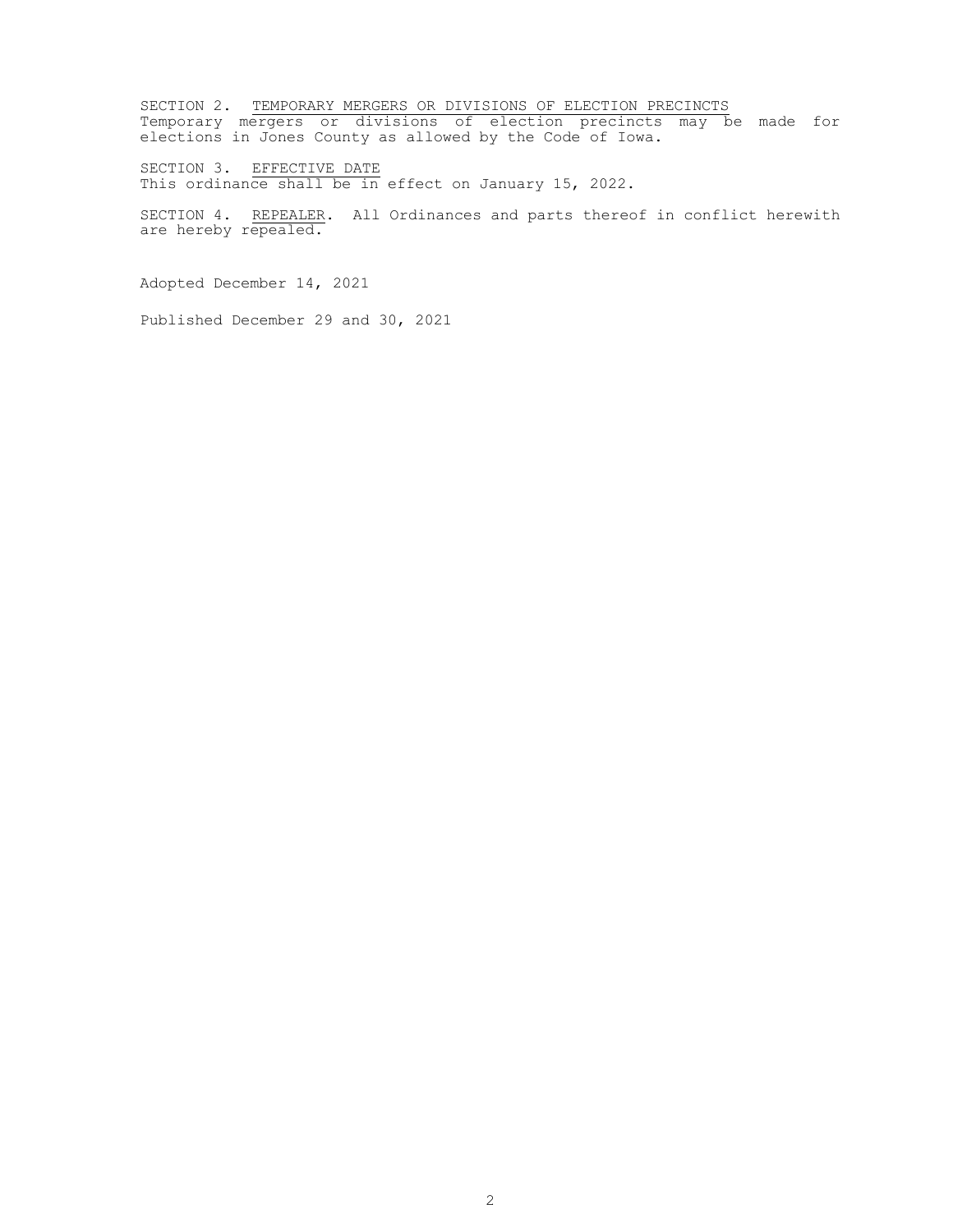SECTION 2. TEMPORARY MERGERS OR DIVISIONS OF ELECTION PRECINCTS
Temporary mergers or divisions of election precincts may be made for elections in Jones County as allowed by the Code of Iowa.

SECTION 3. EFFECTIVE DATE
This ordinance shall be in effect on January 15, 2022.

SECTION 4. REPEALER. All Ordinances and parts thereof in conflict herewith are hereby repealed.

Adopted December 14, 2021

Published December 29 and 30, 2021